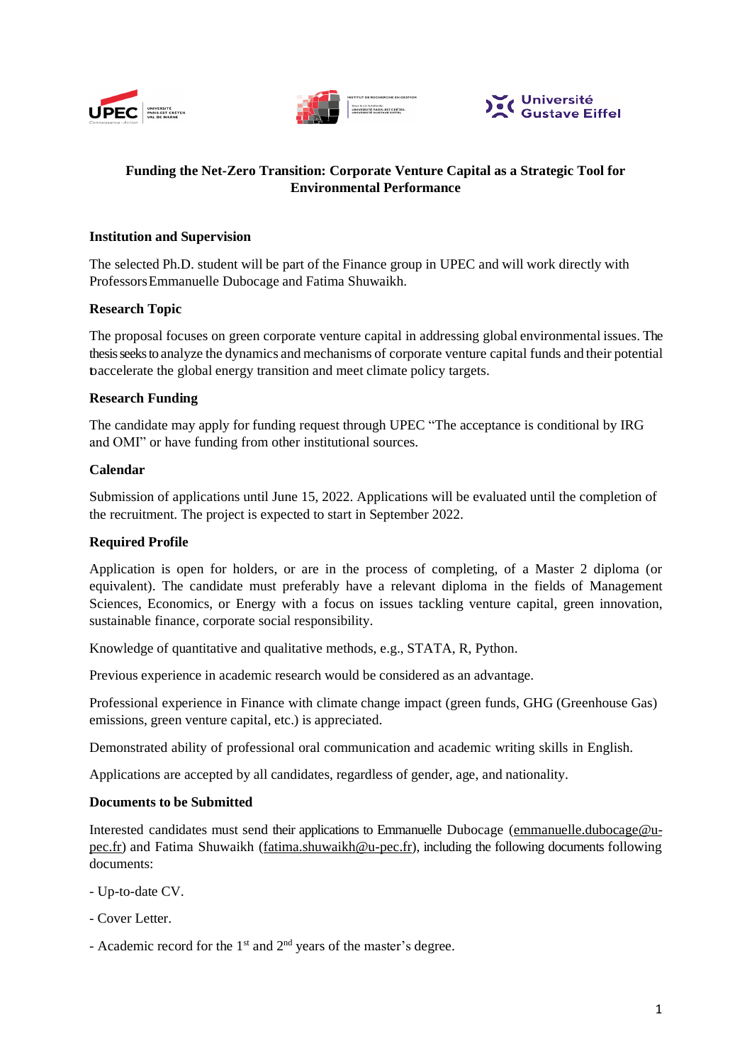# Funding the Net-Zero Transition: Corporate Venture Capital as a Strategic Tool for Environmental Performance

**Institution and Supervision**

The selected Ph.D. student will be part of the Finance group in UPEC and will work directly with Professors Emmanuelle Dubocage and Fatima Shuwaikh.

**Research Topic**

The proposal focuses on green corporate venture capital in addressing global environmental issues. The thesis seeks to analyze the dynamics and mechanisms of corporate venture capital funds and their potential to accelerate the global energy transition and meet climate policy targets.

**Research Funding**

The candidate may apply for funding request through UPEC "The acceptance is conditional by IRG and OMI" or have funding from other institutional sources.

**Calendar**

Submission of applications until June 15, 2022. Applications will be evaluated until the completion of the recruitment. The project is expected to start in September 2022.

**Required Profile**

Application is open for holders, or are in the process of completing, of a Master 2 diploma (or equivalent). The candidate must preferably have a relevant diploma in the fields of Management Sciences, Economics, or Energy with a focus on issues tackling venture capital, green innovation, sustainable finance, corporate social responsibility.

Knowledge of quantitative and qualitative methods, e.g., STATA, R, Python.

Previous experience in academic research would be considered as an advantage.

Professional experience in Finance with climate change impact (green funds, GHG (Greenhouse Gas) emissions, green venture capital, etc.) is appreciated.

Demonstrated ability of professional oral communication and academic writing skills in English.

Applications are accepted by all candidates, regardless of gender, age, and nationality.

**Documents to be Submitted**

Interested candidates must send their applications to Emmanuelle Dubocage (emmanuelle.dubocage@u-pec.fr) and Fatima Shuwaikh (fatima.shuwaikh@u-pec.fr), including the following documents following documents:

- Up-to-date CV.

- Cover Letter.

- Academic record for the 1st and 2nd years of the master's degree.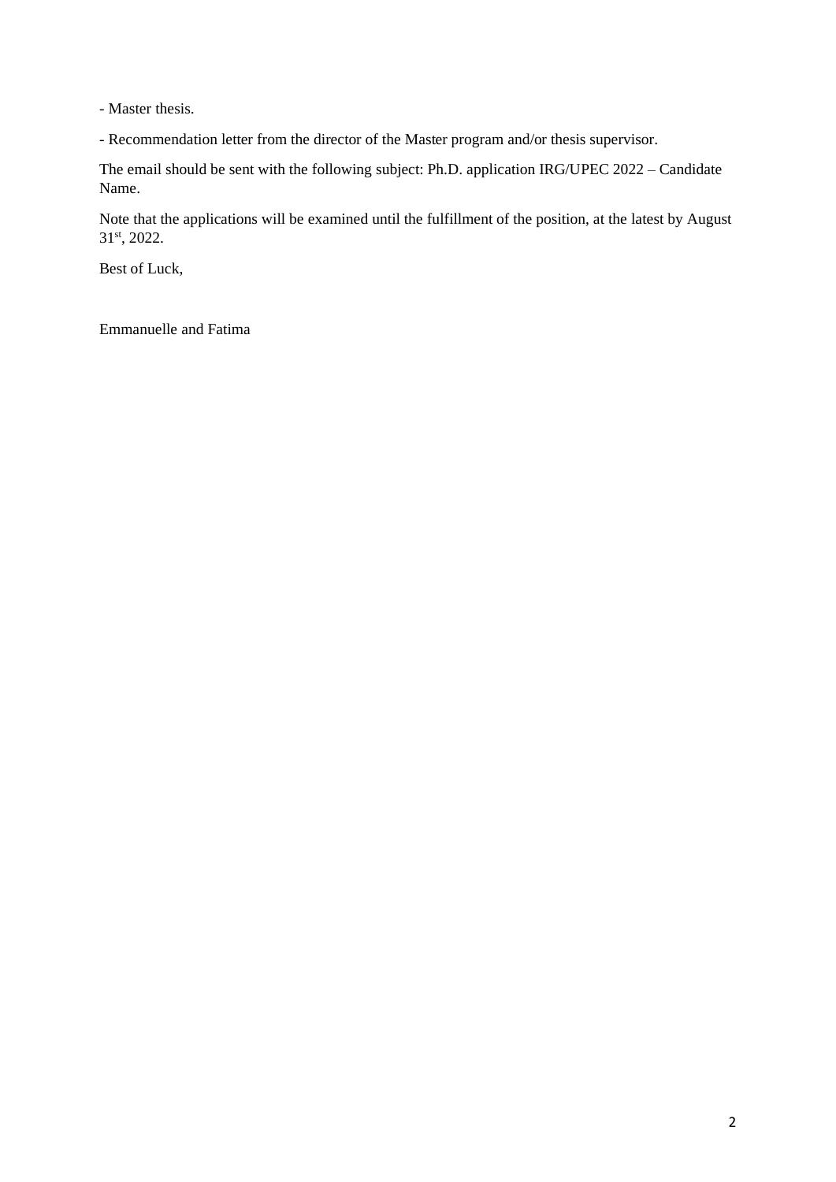- Master thesis.

- Recommendation letter from the director of the Master program and/or thesis supervisor.

The email should be sent with the following subject: Ph.D. application IRG/UPEC 2022 – Candidate Name.

Note that the applications will be examined until the fulfillment of the position, at the latest by August 31st, 2022.

Best of Luck,

Emmanuelle and Fatima